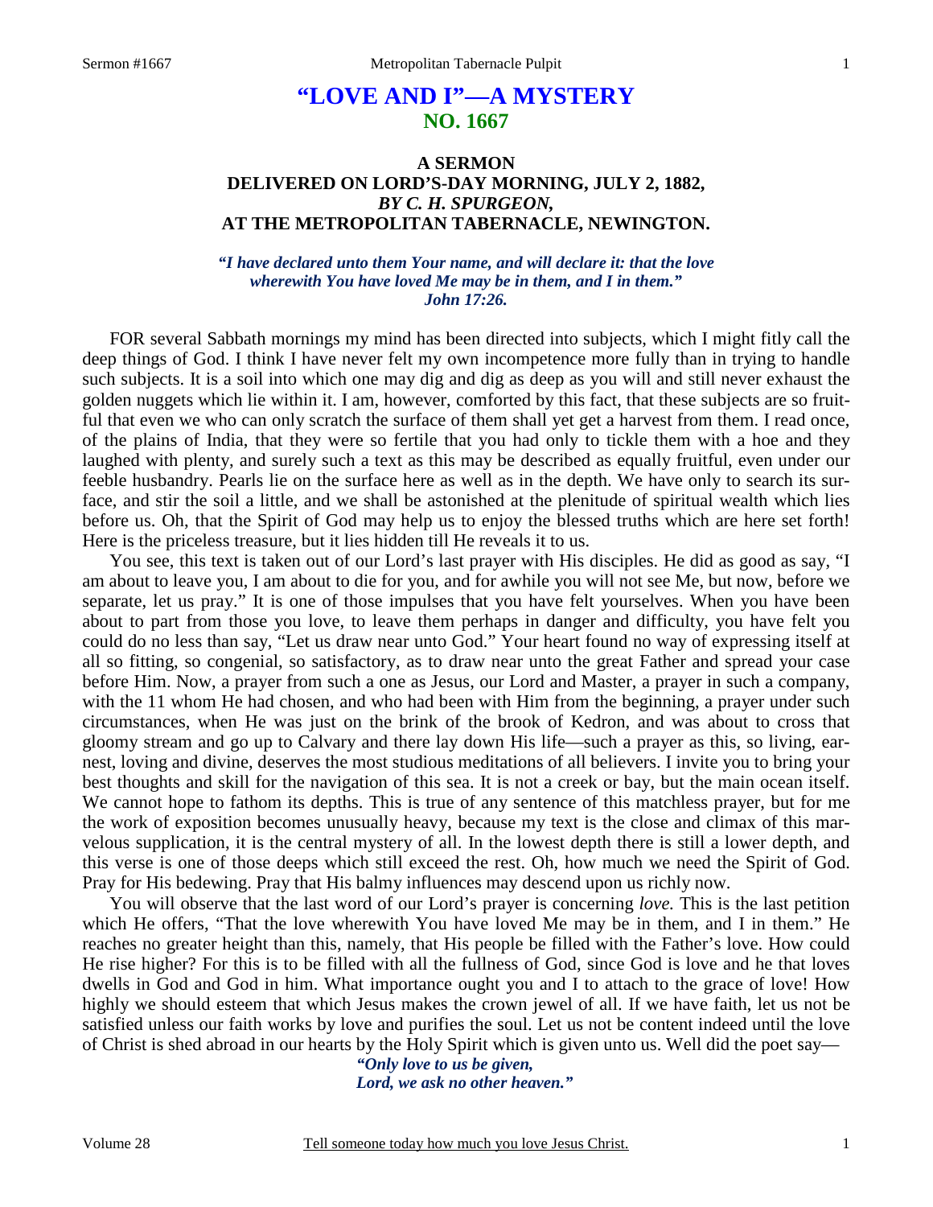# "LOVE AND I"—A MYSTERY
## NO. 1667

### A SERMON
### DELIVERED ON LORD'S-DAY MORNING, JULY 2, 1882,
### *BY C. H. SPURGEON,*
### AT THE METROPOLITAN TABERNACLE, NEWINGTON.

***"I have declared unto them Your name, and will declare it: that the love wherewith You have loved Me may be in them, and I in them." John 17:26.***

FOR several Sabbath mornings my mind has been directed into subjects, which I might fitly call the deep things of God. I think I have never felt my own incompetence more fully than in trying to handle such subjects. It is a soil into which one may dig and dig as deep as you will and still never exhaust the golden nuggets which lie within it. I am, however, comforted by this fact, that these subjects are so fruitful that even we who can only scratch the surface of them shall yet get a harvest from them. I read once, of the plains of India, that they were so fertile that you had only to tickle them with a hoe and they laughed with plenty, and surely such a text as this may be described as equally fruitful, even under our feeble husbandry. Pearls lie on the surface here as well as in the depth. We have only to search its surface, and stir the soil a little, and we shall be astonished at the plenitude of spiritual wealth which lies before us. Oh, that the Spirit of God may help us to enjoy the blessed truths which are here set forth! Here is the priceless treasure, but it lies hidden till He reveals it to us.

You see, this text is taken out of our Lord's last prayer with His disciples. He did as good as say, "I am about to leave you, I am about to die for you, and for awhile you will not see Me, but now, before we separate, let us pray." It is one of those impulses that you have felt yourselves. When you have been about to part from those you love, to leave them perhaps in danger and difficulty, you have felt you could do no less than say, "Let us draw near unto God." Your heart found no way of expressing itself at all so fitting, so congenial, so satisfactory, as to draw near unto the great Father and spread your case before Him. Now, a prayer from such a one as Jesus, our Lord and Master, a prayer in such a company, with the 11 whom He had chosen, and who had been with Him from the beginning, a prayer under such circumstances, when He was just on the brink of the brook of Kedron, and was about to cross that gloomy stream and go up to Calvary and there lay down His life—such a prayer as this, so living, earnest, loving and divine, deserves the most studious meditations of all believers. I invite you to bring your best thoughts and skill for the navigation of this sea. It is not a creek or bay, but the main ocean itself. We cannot hope to fathom its depths. This is true of any sentence of this matchless prayer, but for me the work of exposition becomes unusually heavy, because my text is the close and climax of this marvelous supplication, it is the central mystery of all. In the lowest depth there is still a lower depth, and this verse is one of those deeps which still exceed the rest. Oh, how much we need the Spirit of God. Pray for His bedewing. Pray that His balmy influences may descend upon us richly now.

You will observe that the last word of our Lord's prayer is concerning *love.* This is the last petition which He offers, "That the love wherewith You have loved Me may be in them, and I in them." He reaches no greater height than this, namely, that His people be filled with the Father's love. How could He rise higher? For this is to be filled with all the fullness of God, since God is love and he that loves dwells in God and God in him. What importance ought you and I to attach to the grace of love! How highly we should esteem that which Jesus makes the crown jewel of all. If we have faith, let us not be satisfied unless our faith works by love and purifies the soul. Let us not be content indeed until the love of Christ is shed abroad in our hearts by the Holy Spirit which is given unto us. Well did the poet say—

> ***"Only love to us be given,***
> ***Lord, we ask no other heaven."***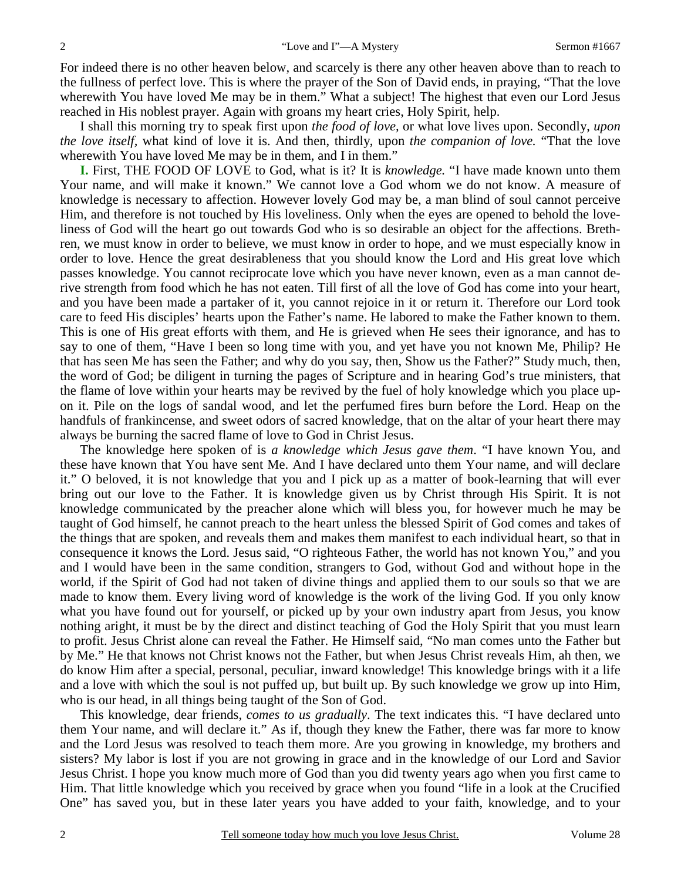For indeed there is no other heaven below, and scarcely is there any other heaven above than to reach to the fullness of perfect love. This is where the prayer of the Son of David ends, in praying, "That the love wherewith You have loved Me may be in them." What a subject! The highest that even our Lord Jesus reached in His noblest prayer. Again with groans my heart cries, Holy Spirit, help.

I shall this morning try to speak first upon *the food of love*, or what love lives upon. Secondly, *upon the love itself*, what kind of love it is. And then, thirdly, upon *the companion of love.* "That the love wherewith You have loved Me may be in them, and I in them."

**I.** First, THE FOOD OF LOVE to God, what is it? It is *knowledge.* "I have made known unto them Your name, and will make it known." We cannot love a God whom we do not know. A measure of knowledge is necessary to affection. However lovely God may be, a man blind of soul cannot perceive Him, and therefore is not touched by His loveliness. Only when the eyes are opened to behold the loveliness of God will the heart go out towards God who is so desirable an object for the affections. Brethren, we must know in order to believe, we must know in order to hope, and we must especially know in order to love. Hence the great desirableness that you should know the Lord and His great love which passes knowledge. You cannot reciprocate love which you have never known, even as a man cannot derive strength from food which he has not eaten. Till first of all the love of God has come into your heart, and you have been made a partaker of it, you cannot rejoice in it or return it. Therefore our Lord took care to feed His disciples' hearts upon the Father's name. He labored to make the Father known to them. This is one of His great efforts with them, and He is grieved when He sees their ignorance, and has to say to one of them, "Have I been so long time with you, and yet have you not known Me, Philip? He that has seen Me has seen the Father; and why do you say, then, Show us the Father?" Study much, then, the word of God; be diligent in turning the pages of Scripture and in hearing God's true ministers, that the flame of love within your hearts may be revived by the fuel of holy knowledge which you place upon it. Pile on the logs of sandal wood, and let the perfumed fires burn before the Lord. Heap on the handfuls of frankincense, and sweet odors of sacred knowledge, that on the altar of your heart there may always be burning the sacred flame of love to God in Christ Jesus.

The knowledge here spoken of is *a knowledge which Jesus gave them*. "I have known You, and these have known that You have sent Me. And I have declared unto them Your name, and will declare it." O beloved, it is not knowledge that you and I pick up as a matter of book-learning that will ever bring out our love to the Father. It is knowledge given us by Christ through His Spirit. It is not knowledge communicated by the preacher alone which will bless you, for however much he may be taught of God himself, he cannot preach to the heart unless the blessed Spirit of God comes and takes of the things that are spoken, and reveals them and makes them manifest to each individual heart, so that in consequence it knows the Lord. Jesus said, "O righteous Father, the world has not known You," and you and I would have been in the same condition, strangers to God, without God and without hope in the world, if the Spirit of God had not taken of divine things and applied them to our souls so that we are made to know them. Every living word of knowledge is the work of the living God. If you only know what you have found out for yourself, or picked up by your own industry apart from Jesus, you know nothing aright, it must be by the direct and distinct teaching of God the Holy Spirit that you must learn to profit. Jesus Christ alone can reveal the Father. He Himself said, "No man comes unto the Father but by Me." He that knows not Christ knows not the Father, but when Jesus Christ reveals Him, ah then, we do know Him after a special, personal, peculiar, inward knowledge! This knowledge brings with it a life and a love with which the soul is not puffed up, but built up. By such knowledge we grow up into Him, who is our head, in all things being taught of the Son of God.

This knowledge, dear friends, *comes to us gradually*. The text indicates this. "I have declared unto them Your name, and will declare it." As if, though they knew the Father, there was far more to know and the Lord Jesus was resolved to teach them more. Are you growing in knowledge, my brothers and sisters? My labor is lost if you are not growing in grace and in the knowledge of our Lord and Savior Jesus Christ. I hope you know much more of God than you did twenty years ago when you first came to Him. That little knowledge which you received by grace when you found "life in a look at the Crucified One" has saved you, but in these later years you have added to your faith, knowledge, and to your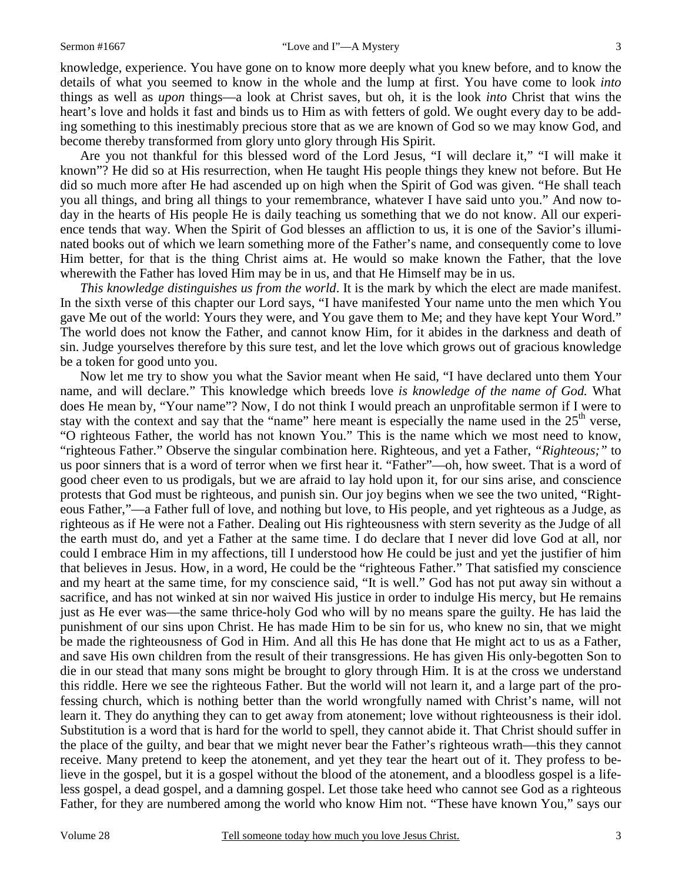knowledge, experience. You have gone on to know more deeply what you knew before, and to know the details of what you seemed to know in the whole and the lump at first. You have come to look *into* things as well as *upon* things—a look at Christ saves, but oh, it is the look *into* Christ that wins the heart's love and holds it fast and binds us to Him as with fetters of gold. We ought every day to be adding something to this inestimably precious store that as we are known of God so we may know God, and become thereby transformed from glory unto glory through His Spirit.

Are you not thankful for this blessed word of the Lord Jesus, "I will declare it," "I will make it known"? He did so at His resurrection, when He taught His people things they knew not before. But He did so much more after He had ascended up on high when the Spirit of God was given. "He shall teach you all things, and bring all things to your remembrance, whatever I have said unto you." And now today in the hearts of His people He is daily teaching us something that we do not know. All our experience tends that way. When the Spirit of God blesses an affliction to us, it is one of the Savior's illuminated books out of which we learn something more of the Father's name, and consequently come to love Him better, for that is the thing Christ aims at. He would so make known the Father, that the love wherewith the Father has loved Him may be in us, and that He Himself may be in us.

*This knowledge distinguishes us from the world*. It is the mark by which the elect are made manifest. In the sixth verse of this chapter our Lord says, "I have manifested Your name unto the men which You gave Me out of the world: Yours they were, and You gave them to Me; and they have kept Your Word." The world does not know the Father, and cannot know Him, for it abides in the darkness and death of sin. Judge yourselves therefore by this sure test, and let the love which grows out of gracious knowledge be a token for good unto you.

Now let me try to show you what the Savior meant when He said, "I have declared unto them Your name, and will declare." This knowledge which breeds love *is knowledge of the name of God.* What does He mean by, "Your name"? Now, I do not think I would preach an unprofitable sermon if I were to stay with the context and say that the "name" here meant is especially the name used in the 25th verse, "O righteous Father, the world has not known You." This is the name which we most need to know, "righteous Father." Observe the singular combination here. Righteous, and yet a Father, *"Righteous;"* to us poor sinners that is a word of terror when we first hear it. "Father"—oh, how sweet. That is a word of good cheer even to us prodigals, but we are afraid to lay hold upon it, for our sins arise, and conscience protests that God must be righteous, and punish sin. Our joy begins when we see the two united, "Righteous Father,"—a Father full of love, and nothing but love, to His people, and yet righteous as a Judge, as righteous as if He were not a Father. Dealing out His righteousness with stern severity as the Judge of all the earth must do, and yet a Father at the same time. I do declare that I never did love God at all, nor could I embrace Him in my affections, till I understood how He could be just and yet the justifier of him that believes in Jesus. How, in a word, He could be the "righteous Father." That satisfied my conscience and my heart at the same time, for my conscience said, "It is well." God has not put away sin without a sacrifice, and has not winked at sin nor waived His justice in order to indulge His mercy, but He remains just as He ever was—the same thrice-holy God who will by no means spare the guilty. He has laid the punishment of our sins upon Christ. He has made Him to be sin for us, who knew no sin, that we might be made the righteousness of God in Him. And all this He has done that He might act to us as a Father, and save His own children from the result of their transgressions. He has given His only-begotten Son to die in our stead that many sons might be brought to glory through Him. It is at the cross we understand this riddle. Here we see the righteous Father. But the world will not learn it, and a large part of the professing church, which is nothing better than the world wrongfully named with Christ's name, will not learn it. They do anything they can to get away from atonement; love without righteousness is their idol. Substitution is a word that is hard for the world to spell, they cannot abide it. That Christ should suffer in the place of the guilty, and bear that we might never bear the Father's righteous wrath—this they cannot receive. Many pretend to keep the atonement, and yet they tear the heart out of it. They profess to believe in the gospel, but it is a gospel without the blood of the atonement, and a bloodless gospel is a lifeless gospel, a dead gospel, and a damning gospel. Let those take heed who cannot see God as a righteous Father, for they are numbered among the world who know Him not. "These have known You," says our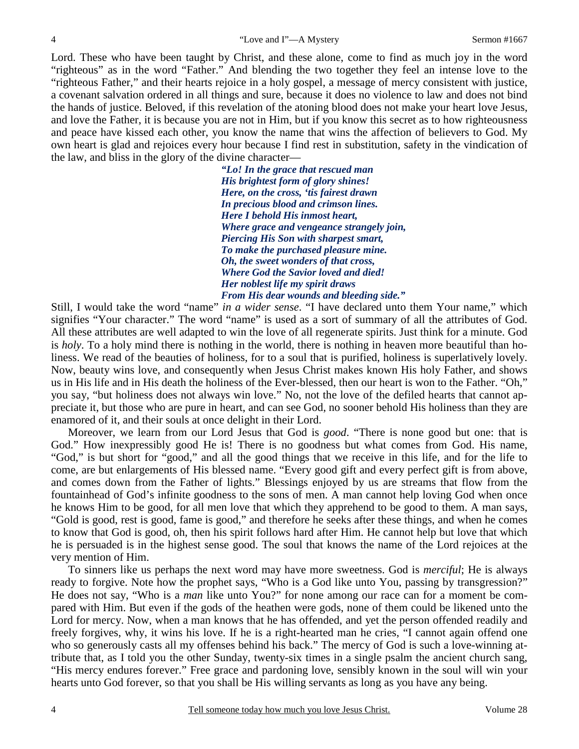Lord. These who have been taught by Christ, and these alone, come to find as much joy in the word "righteous" as in the word "Father." And blending the two together they feel an intense love to the "righteous Father," and their hearts rejoice in a holy gospel, a message of mercy consistent with justice, a covenant salvation ordered in all things and sure, because it does no violence to law and does not bind the hands of justice. Beloved, if this revelation of the atoning blood does not make your heart love Jesus, and love the Father, it is because you are not in Him, but if you know this secret as to how righteousness and peace have kissed each other, you know the name that wins the affection of believers to God. My own heart is glad and rejoices every hour because I find rest in substitution, safety in the vindication of the law, and bliss in the glory of the divine character—

> ***"Lo! In the grace that rescued man***
> ***His brightest form of glory shines!***
> ***Here, on the cross, 'tis fairest drawn***
> ***In precious blood and crimson lines.***
> ***Here I behold His inmost heart,***
> ***Where grace and vengeance strangely join,***
> ***Piercing His Son with sharpest smart,***
> ***To make the purchased pleasure mine.***
> ***Oh, the sweet wonders of that cross,***
> ***Where God the Savior loved and died!***
> ***Her noblest life my spirit draws***
> ***From His dear wounds and bleeding side."***

Still, I would take the word "name" *in a wider sense*. "I have declared unto them Your name," which signifies "Your character." The word "name" is used as a sort of summary of all the attributes of God. All these attributes are well adapted to win the love of all regenerate spirits. Just think for a minute. God is *holy*. To a holy mind there is nothing in the world, there is nothing in heaven more beautiful than holiness. We read of the beauties of holiness, for to a soul that is purified, holiness is superlatively lovely. Now, beauty wins love, and consequently when Jesus Christ makes known His holy Father, and shows us in His life and in His death the holiness of the Ever-blessed, then our heart is won to the Father. "Oh," you say, "but holiness does not always win love." No, not the love of the defiled hearts that cannot appreciate it, but those who are pure in heart, and can see God, no sooner behold His holiness than they are enamored of it, and their souls at once delight in their Lord.

Moreover, we learn from our Lord Jesus that God is *good*. "There is none good but one: that is God." How inexpressibly good He is! There is no goodness but what comes from God. His name, "God," is but short for "good," and all the good things that we receive in this life, and for the life to come, are but enlargements of His blessed name. "Every good gift and every perfect gift is from above, and comes down from the Father of lights." Blessings enjoyed by us are streams that flow from the fountainhead of God's infinite goodness to the sons of men. A man cannot help loving God when once he knows Him to be good, for all men love that which they apprehend to be good to them. A man says, "Gold is good, rest is good, fame is good," and therefore he seeks after these things, and when he comes to know that God is good, oh, then his spirit follows hard after Him. He cannot help but love that which he is persuaded is in the highest sense good. The soul that knows the name of the Lord rejoices at the very mention of Him.

To sinners like us perhaps the next word may have more sweetness. God is *merciful*; He is always ready to forgive. Note how the prophet says, "Who is a God like unto You, passing by transgression?" He does not say, "Who is a *man* like unto You?" for none among our race can for a moment be compared with Him. But even if the gods of the heathen were gods, none of them could be likened unto the Lord for mercy. Now, when a man knows that he has offended, and yet the person offended readily and freely forgives, why, it wins his love. If he is a right-hearted man he cries, "I cannot again offend one who so generously casts all my offenses behind his back." The mercy of God is such a love-winning attribute that, as I told you the other Sunday, twenty-six times in a single psalm the ancient church sang, "His mercy endures forever." Free grace and pardoning love, sensibly known in the soul will win your hearts unto God forever, so that you shall be His willing servants as long as you have any being.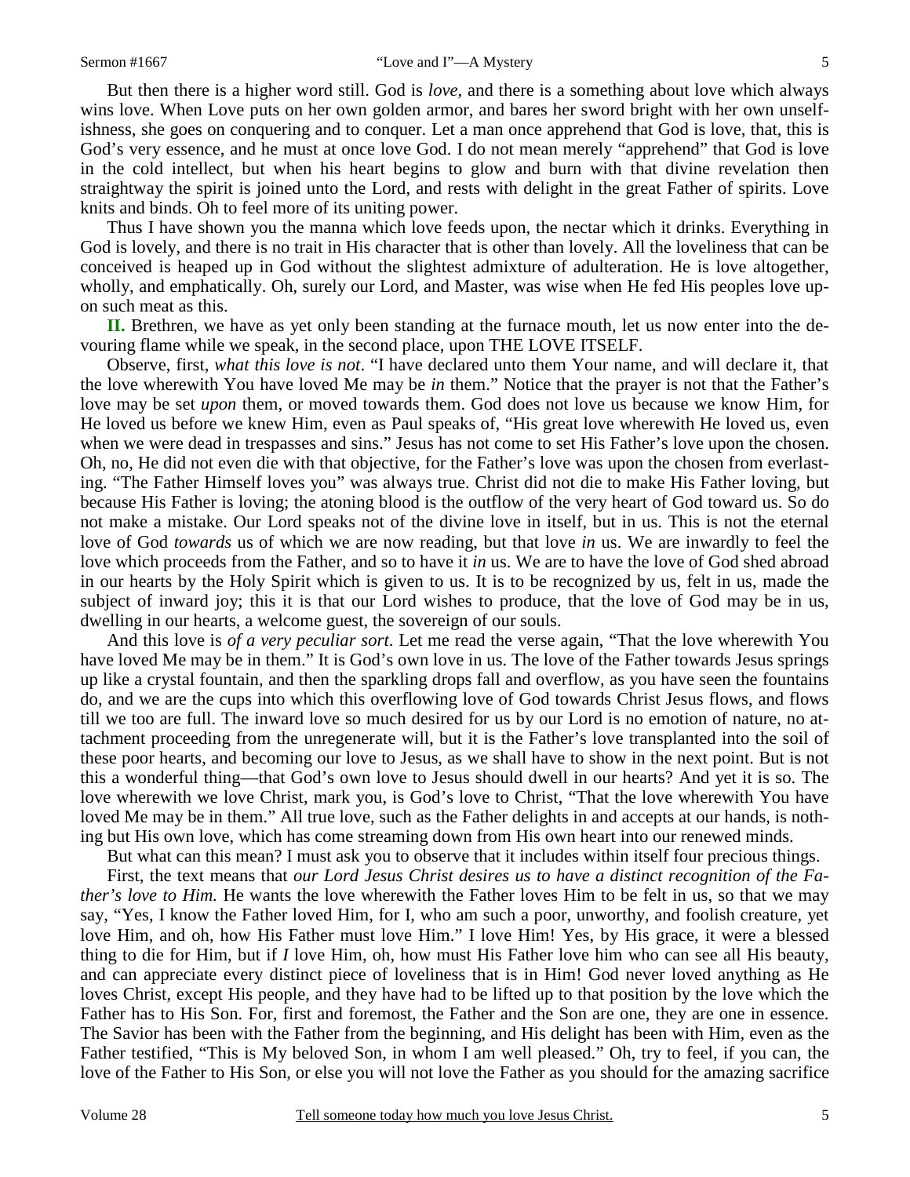But then there is a higher word still. God is *love*, and there is a something about love which always wins love. When Love puts on her own golden armor, and bares her sword bright with her own unselfishness, she goes on conquering and to conquer. Let a man once apprehend that God is love, that, this is God's very essence, and he must at once love God. I do not mean merely "apprehend" that God is love in the cold intellect, but when his heart begins to glow and burn with that divine revelation then straightway the spirit is joined unto the Lord, and rests with delight in the great Father of spirits. Love knits and binds. Oh to feel more of its uniting power.

Thus I have shown you the manna which love feeds upon, the nectar which it drinks. Everything in God is lovely, and there is no trait in His character that is other than lovely. All the loveliness that can be conceived is heaped up in God without the slightest admixture of adulteration. He is love altogether, wholly, and emphatically. Oh, surely our Lord, and Master, was wise when He fed His peoples love upon such meat as this.

**II.** Brethren, we have as yet only been standing at the furnace mouth, let us now enter into the devouring flame while we speak, in the second place, upon THE LOVE ITSELF.

Observe, first, *what this love is not*. "I have declared unto them Your name, and will declare it, that the love wherewith You have loved Me may be *in* them." Notice that the prayer is not that the Father's love may be set *upon* them, or moved towards them. God does not love us because we know Him, for He loved us before we knew Him, even as Paul speaks of, "His great love wherewith He loved us, even when we were dead in trespasses and sins." Jesus has not come to set His Father's love upon the chosen. Oh, no, He did not even die with that objective, for the Father's love was upon the chosen from everlasting. "The Father Himself loves you" was always true. Christ did not die to make His Father loving, but because His Father is loving; the atoning blood is the outflow of the very heart of God toward us. So do not make a mistake. Our Lord speaks not of the divine love in itself, but in us. This is not the eternal love of God *towards* us of which we are now reading, but that love *in* us. We are inwardly to feel the love which proceeds from the Father, and so to have it *in* us. We are to have the love of God shed abroad in our hearts by the Holy Spirit which is given to us. It is to be recognized by us, felt in us, made the subject of inward joy; this it is that our Lord wishes to produce, that the love of God may be in us, dwelling in our hearts, a welcome guest, the sovereign of our souls.

And this love is *of a very peculiar sort*. Let me read the verse again, "That the love wherewith You have loved Me may be in them." It is God's own love in us. The love of the Father towards Jesus springs up like a crystal fountain, and then the sparkling drops fall and overflow, as you have seen the fountains do, and we are the cups into which this overflowing love of God towards Christ Jesus flows, and flows till we too are full. The inward love so much desired for us by our Lord is no emotion of nature, no attachment proceeding from the unregenerate will, but it is the Father's love transplanted into the soil of these poor hearts, and becoming our love to Jesus, as we shall have to show in the next point. But is not this a wonderful thing—that God's own love to Jesus should dwell in our hearts? And yet it is so. The love wherewith we love Christ, mark you, is God's love to Christ, "That the love wherewith You have loved Me may be in them." All true love, such as the Father delights in and accepts at our hands, is nothing but His own love, which has come streaming down from His own heart into our renewed minds.

But what can this mean? I must ask you to observe that it includes within itself four precious things.

First, the text means that *our Lord Jesus Christ desires us to have a distinct recognition of the Father's love to Him.* He wants the love wherewith the Father loves Him to be felt in us, so that we may say, "Yes, I know the Father loved Him, for I, who am such a poor, unworthy, and foolish creature, yet love Him, and oh, how His Father must love Him." I love Him! Yes, by His grace, it were a blessed thing to die for Him, but if *I* love Him, oh, how must His Father love him who can see all His beauty, and can appreciate every distinct piece of loveliness that is in Him! God never loved anything as He loves Christ, except His people, and they have had to be lifted up to that position by the love which the Father has to His Son. For, first and foremost, the Father and the Son are one, they are one in essence. The Savior has been with the Father from the beginning, and His delight has been with Him, even as the Father testified, "This is My beloved Son, in whom I am well pleased." Oh, try to feel, if you can, the love of the Father to His Son, or else you will not love the Father as you should for the amazing sacrifice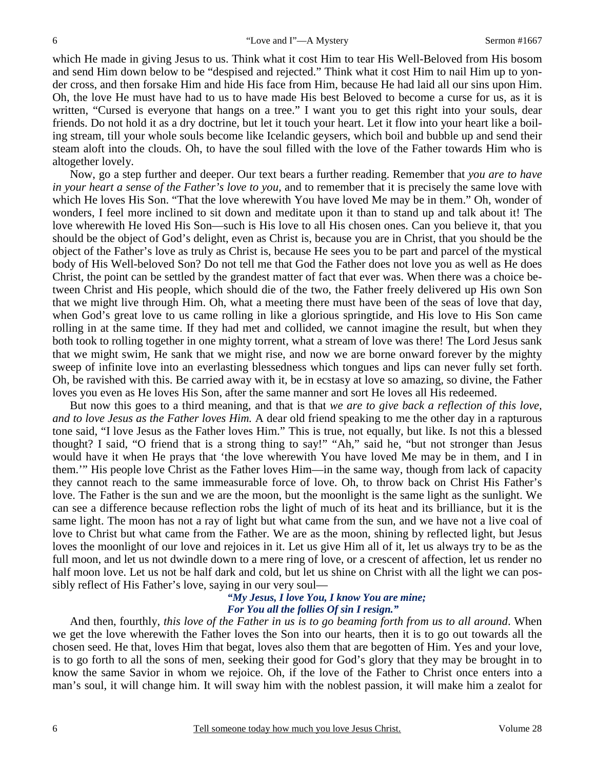which He made in giving Jesus to us. Think what it cost Him to tear His Well-Beloved from His bosom and send Him down below to be "despised and rejected." Think what it cost Him to nail Him up to yonder cross, and then forsake Him and hide His face from Him, because He had laid all our sins upon Him. Oh, the love He must have had to us to have made His best Beloved to become a curse for us, as it is written, "Cursed is everyone that hangs on a tree." I want you to get this right into your souls, dear friends. Do not hold it as a dry doctrine, but let it touch your heart. Let it flow into your heart like a boiling stream, till your whole souls become like Icelandic geysers, which boil and bubble up and send their steam aloft into the clouds. Oh, to have the soul filled with the love of the Father towards Him who is altogether lovely.

Now, go a step further and deeper. Our text bears a further reading. Remember that *you are to have in your heart a sense of the Father's love to you*, and to remember that it is precisely the same love with which He loves His Son. "That the love wherewith You have loved Me may be in them." Oh, wonder of wonders, I feel more inclined to sit down and meditate upon it than to stand up and talk about it! The love wherewith He loved His Son—such is His love to all His chosen ones. Can you believe it, that you should be the object of God's delight, even as Christ is, because you are in Christ, that you should be the object of the Father's love as truly as Christ is, because He sees you to be part and parcel of the mystical body of His Well-beloved Son? Do not tell me that God the Father does not love you as well as He does Christ, the point can be settled by the grandest matter of fact that ever was. When there was a choice between Christ and His people, which should die of the two, the Father freely delivered up His own Son that we might live through Him. Oh, what a meeting there must have been of the seas of love that day, when God's great love to us came rolling in like a glorious springtide, and His love to His Son came rolling in at the same time. If they had met and collided, we cannot imagine the result, but when they both took to rolling together in one mighty torrent, what a stream of love was there! The Lord Jesus sank that we might swim, He sank that we might rise, and now we are borne onward forever by the mighty sweep of infinite love into an everlasting blessedness which tongues and lips can never fully set forth. Oh, be ravished with this. Be carried away with it, be in ecstasy at love so amazing, so divine, the Father loves you even as He loves His Son, after the same manner and sort He loves all His redeemed.

But now this goes to a third meaning, and that is that *we are to give back a reflection of this love, and to love Jesus as the Father loves Him.* A dear old friend speaking to me the other day in a rapturous tone said, "I love Jesus as the Father loves Him." This is true, not equally, but like. Is not this a blessed thought? I said, "O friend that is a strong thing to say!" "Ah," said he, "but not stronger than Jesus would have it when He prays that 'the love wherewith You have loved Me may be in them, and I in them.'" His people love Christ as the Father loves Him—in the same way, though from lack of capacity they cannot reach to the same immeasurable force of love. Oh, to throw back on Christ His Father's love. The Father is the sun and we are the moon, but the moonlight is the same light as the sunlight. We can see a difference because reflection robs the light of much of its heat and its brilliance, but it is the same light. The moon has not a ray of light but what came from the sun, and we have not a live coal of love to Christ but what came from the Father. We are as the moon, shining by reflected light, but Jesus loves the moonlight of our love and rejoices in it. Let us give Him all of it, let us always try to be as the full moon, and let us not dwindle down to a mere ring of love, or a crescent of affection, let us render no half moon love. Let us not be half dark and cold, but let us shine on Christ with all the light we can possibly reflect of His Father's love, saying in our very soul—

> ***"My Jesus, I love You, I know You are mine;***
> ***For You all the follies Of sin I resign."***

And then, fourthly, *this love of the Father in us is to go beaming forth from us to all around*. When we get the love wherewith the Father loves the Son into our hearts, then it is to go out towards all the chosen seed. He that, loves Him that begat, loves also them that are begotten of Him. Yes and your love, is to go forth to all the sons of men, seeking their good for God's glory that they may be brought in to know the same Savior in whom we rejoice. Oh, if the love of the Father to Christ once enters into a man's soul, it will change him. It will sway him with the noblest passion, it will make him a zealot for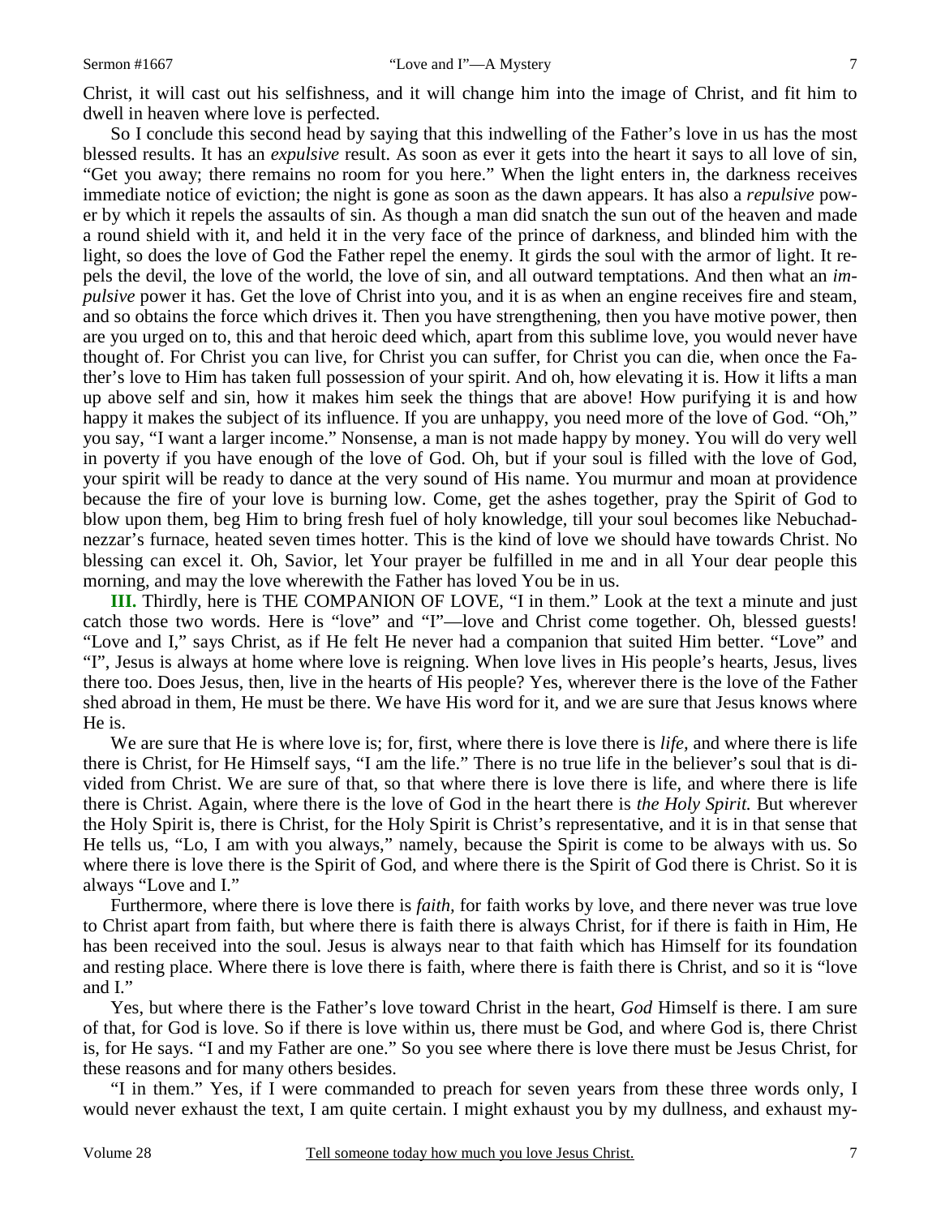Christ, it will cast out his selfishness, and it will change him into the image of Christ, and fit him to dwell in heaven where love is perfected.

So I conclude this second head by saying that this indwelling of the Father's love in us has the most blessed results. It has an *expulsive* result. As soon as ever it gets into the heart it says to all love of sin, "Get you away; there remains no room for you here." When the light enters in, the darkness receives immediate notice of eviction; the night is gone as soon as the dawn appears. It has also a *repulsive* power by which it repels the assaults of sin. As though a man did snatch the sun out of the heaven and made a round shield with it, and held it in the very face of the prince of darkness, and blinded him with the light, so does the love of God the Father repel the enemy. It girds the soul with the armor of light. It repels the devil, the love of the world, the love of sin, and all outward temptations. And then what an *impulsive* power it has. Get the love of Christ into you, and it is as when an engine receives fire and steam, and so obtains the force which drives it. Then you have strengthening, then you have motive power, then are you urged on to, this and that heroic deed which, apart from this sublime love, you would never have thought of. For Christ you can live, for Christ you can suffer, for Christ you can die, when once the Father's love to Him has taken full possession of your spirit. And oh, how elevating it is. How it lifts a man up above self and sin, how it makes him seek the things that are above! How purifying it is and how happy it makes the subject of its influence. If you are unhappy, you need more of the love of God. "Oh," you say, "I want a larger income." Nonsense, a man is not made happy by money. You will do very well in poverty if you have enough of the love of God. Oh, but if your soul is filled with the love of God, your spirit will be ready to dance at the very sound of His name. You murmur and moan at providence because the fire of your love is burning low. Come, get the ashes together, pray the Spirit of God to blow upon them, beg Him to bring fresh fuel of holy knowledge, till your soul becomes like Nebuchadnezzar's furnace, heated seven times hotter. This is the kind of love we should have towards Christ. No blessing can excel it. Oh, Savior, let Your prayer be fulfilled in me and in all Your dear people this morning, and may the love wherewith the Father has loved You be in us.

**III.** Thirdly, here is THE COMPANION OF LOVE, "I in them." Look at the text a minute and just catch those two words. Here is "love" and "I"—love and Christ come together. Oh, blessed guests! "Love and I," says Christ, as if He felt He never had a companion that suited Him better. "Love" and "I", Jesus is always at home where love is reigning. When love lives in His people's hearts, Jesus, lives there too. Does Jesus, then, live in the hearts of His people? Yes, wherever there is the love of the Father shed abroad in them, He must be there. We have His word for it, and we are sure that Jesus knows where He is.

We are sure that He is where love is; for, first, where there is love there is *life,* and where there is life there is Christ, for He Himself says, "I am the life." There is no true life in the believer's soul that is divided from Christ. We are sure of that, so that where there is love there is life, and where there is life there is Christ. Again, where there is the love of God in the heart there is *the Holy Spirit.* But wherever the Holy Spirit is, there is Christ, for the Holy Spirit is Christ's representative, and it is in that sense that He tells us, "Lo, I am with you always," namely, because the Spirit is come to be always with us. So where there is love there is the Spirit of God, and where there is the Spirit of God there is Christ. So it is always "Love and I."

Furthermore, where there is love there is *faith,* for faith works by love, and there never was true love to Christ apart from faith, but where there is faith there is always Christ, for if there is faith in Him, He has been received into the soul. Jesus is always near to that faith which has Himself for its foundation and resting place. Where there is love there is faith, where there is faith there is Christ, and so it is "love and I."

Yes, but where there is the Father's love toward Christ in the heart, *God* Himself is there. I am sure of that, for God is love. So if there is love within us, there must be God, and where God is, there Christ is, for He says. "I and my Father are one." So you see where there is love there must be Jesus Christ, for these reasons and for many others besides.

"I in them." Yes, if I were commanded to preach for seven years from these three words only, I would never exhaust the text, I am quite certain. I might exhaust you by my dullness, and exhaust my-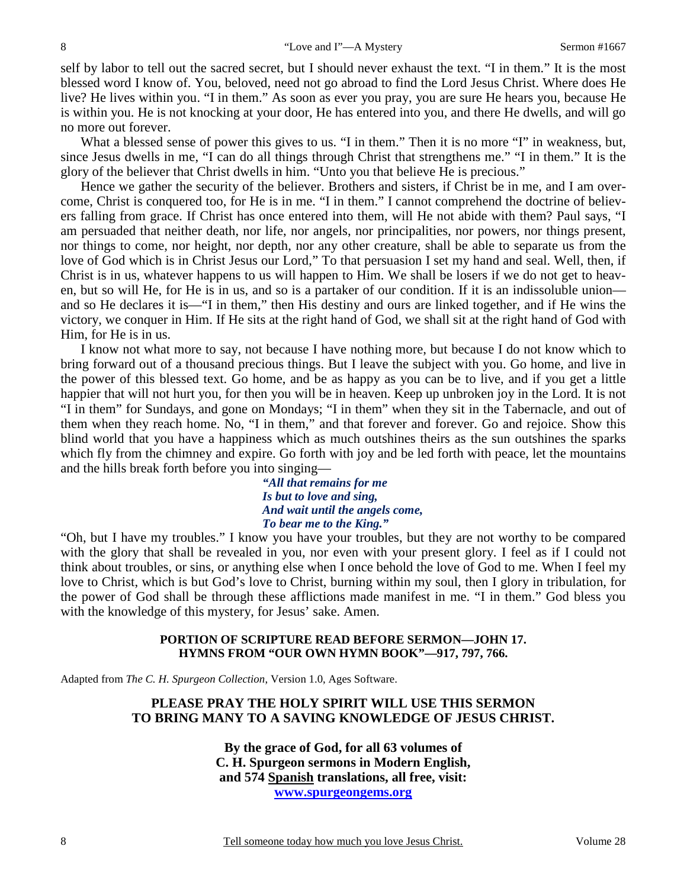self by labor to tell out the sacred secret, but I should never exhaust the text. "I in them." It is the most blessed word I know of. You, beloved, need not go abroad to find the Lord Jesus Christ. Where does He live? He lives within you. "I in them." As soon as ever you pray, you are sure He hears you, because He is within you. He is not knocking at your door, He has entered into you, and there He dwells, and will go no more out forever.

What a blessed sense of power this gives to us. "I in them." Then it is no more "I" in weakness, but, since Jesus dwells in me, "I can do all things through Christ that strengthens me." "I in them." It is the glory of the believer that Christ dwells in him. "Unto you that believe He is precious."

Hence we gather the security of the believer. Brothers and sisters, if Christ be in me, and I am overcome, Christ is conquered too, for He is in me. "I in them." I cannot comprehend the doctrine of believers falling from grace. If Christ has once entered into them, will He not abide with them? Paul says, "I am persuaded that neither death, nor life, nor angels, nor principalities, nor powers, nor things present, nor things to come, nor height, nor depth, nor any other creature, shall be able to separate us from the love of God which is in Christ Jesus our Lord," To that persuasion I set my hand and seal. Well, then, if Christ is in us, whatever happens to us will happen to Him. We shall be losers if we do not get to heaven, but so will He, for He is in us, and so is a partaker of our condition. If it is an indissoluble union—and so He declares it is—"I in them," then His destiny and ours are linked together, and if He wins the victory, we conquer in Him. If He sits at the right hand of God, we shall sit at the right hand of God with Him, for He is in us.

I know not what more to say, not because I have nothing more, but because I do not know which to bring forward out of a thousand precious things. But I leave the subject with you. Go home, and live in the power of this blessed text. Go home, and be as happy as you can be to live, and if you get a little happier that will not hurt you, for then you will be in heaven. Keep up unbroken joy in the Lord. It is not "I in them" for Sundays, and gone on Mondays; "I in them" when they sit in the Tabernacle, and out of them when they reach home. No, "I in them," and that forever and forever. Go and rejoice. Show this blind world that you have a happiness which as much outshines theirs as the sun outshines the sparks which fly from the chimney and expire. Go forth with joy and be led forth with peace, let the mountains and the hills break forth before you into singing—

> ***"All that remains for me***
> ***Is but to love and sing,***
> ***And wait until the angels come,***
> ***To bear me to the King."***

"Oh, but I have my troubles." I know you have your troubles, but they are not worthy to be compared with the glory that shall be revealed in you, nor even with your present glory. I feel as if I could not think about troubles, or sins, or anything else when I once behold the love of God to me. When I feel my love to Christ, which is but God's love to Christ, burning within my soul, then I glory in tribulation, for the power of God shall be through these afflictions made manifest in me. "I in them." God bless you with the knowledge of this mystery, for Jesus' sake. Amen.

**PORTION OF SCRIPTURE READ BEFORE SERMON—JOHN 17.**
**HYMNS FROM "OUR OWN HYMN BOOK"—917, 797, 766.**

Adapted from *The C. H. Spurgeon Collection*, Version 1.0, Ages Software.

**PLEASE PRAY THE HOLY SPIRIT WILL USE THIS SERMON TO BRING MANY TO A SAVING KNOWLEDGE OF JESUS CHRIST.**

**By the grace of God, for all 63 volumes of C. H. Spurgeon sermons in Modern English, and 574 Spanish translations, all free, visit: www.spurgeongems.org**

Tell someone today how much you love Jesus Christ.